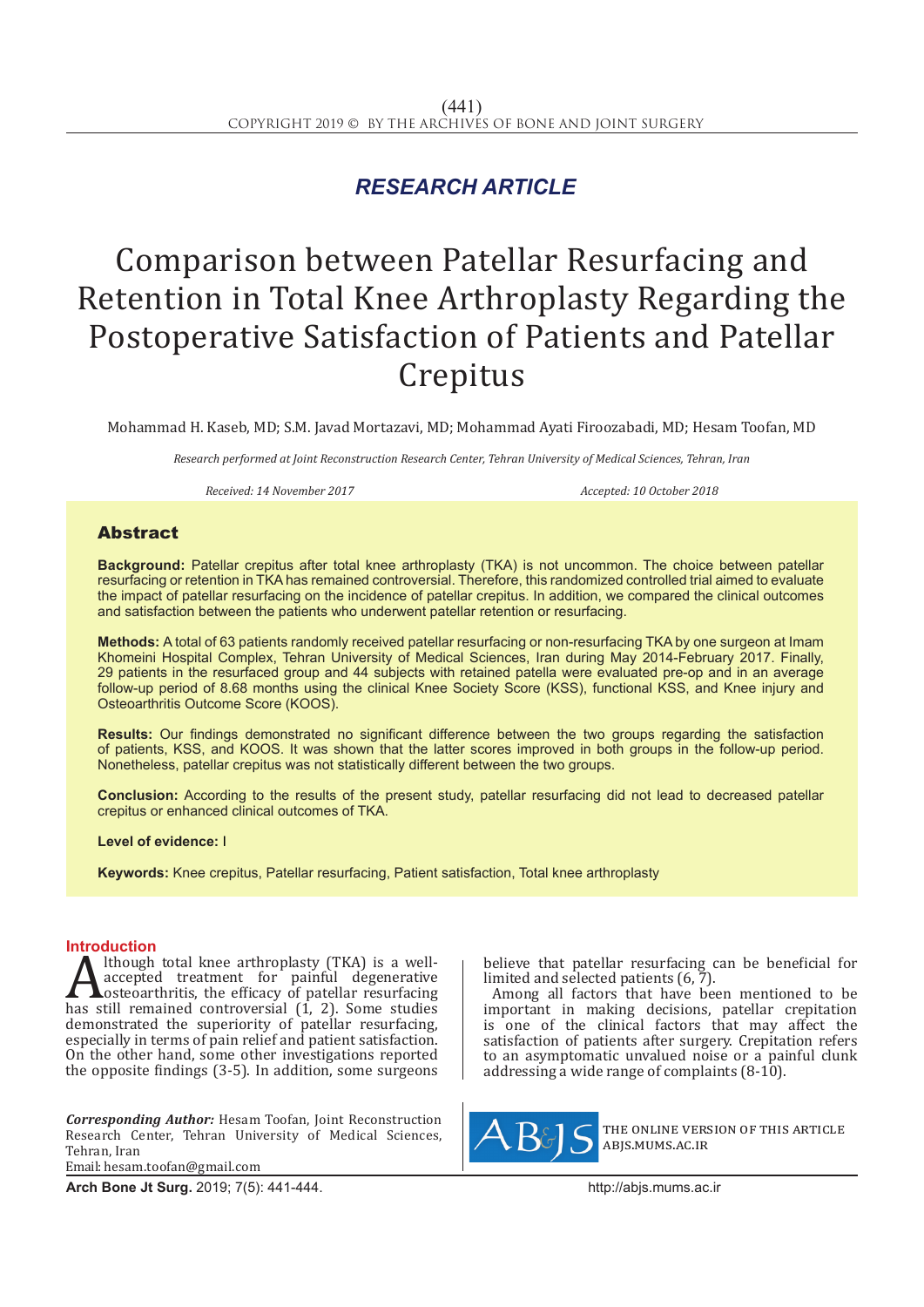*RESEARCH ARTICLE*

# Comparison between Patellar Resurfacing and Retention in Total Knee Arthroplasty Regarding the Postoperative Satisfaction of Patients and Patellar Crepitus

Mohammad H. Kaseb, MD; S.M. Javad Mortazavi, MD; Mohammad Ayati Firoozabadi, MD; Hesam Toofan, MD

*Research performed at Joint Reconstruction Research Center, Tehran University of Medical Sciences, Tehran, Iran*

*Received: 14 November 2017* *Accepted: 10 October 2018*

## Abstract

**Background:** Patellar crepitus after total knee arthroplasty (TKA) is not uncommon. The choice between patellar resurfacing or retention in TKA has remained controversial. Therefore, this randomized controlled trial aimed to evaluate the impact of patellar resurfacing on the incidence of patellar crepitus. In addition, we compared the clinical outcomes and satisfaction between the patients who underwent patellar retention or resurfacing.

**Methods:** A total of 63 patients randomly received patellar resurfacing or non-resurfacing TKA by one surgeon at Imam Khomeini Hospital Complex, Tehran University of Medical Sciences, Iran during May 2014-February 2017. Finally, 29 patients in the resurfaced group and 44 subjects with retained patella were evaluated pre-op and in an average follow-up period of 8.68 months using the clinical Knee Society Score (KSS), functional KSS, and Knee injury and Osteoarthritis Outcome Score (KOOS).

**Results:** Our findings demonstrated no significant difference between the two groups regarding the satisfaction of patients, KSS, and KOOS. It was shown that the latter scores improved in both groups in the follow-up period. Nonetheless, patellar crepitus was not statistically different between the two groups.

**Conclusion:** According to the results of the present study, patellar resurfacing did not lead to decreased patellar crepitus or enhanced clinical outcomes of TKA.

**Level of evidence:** I

**Keywords:** Knee crepitus, Patellar resurfacing, Patient satisfaction, Total knee arthroplasty

## Introduction

Although total knee arthroplasty (TKA) is a well-accepted treatment for painful degenerative osteoarthritis, the efficacy of patellar resurfacing has still remained controversial (1, 2). Some studies demonstrated the superiority of patellar resurfacing, especially in terms of pain relief and patient satisfaction. On the other hand, some other investigations reported the opposite findings (3-5). In addition, some surgeons believe that patellar resurfacing can be beneficial for limited and selected patients (6, 7).

Among all factors that have been mentioned to be important in making decisions, patellar crepitation is one of the clinical factors that may affect the satisfaction of patients after surgery. Crepitation refers to an asymptomatic unvalued noise or a painful clunk addressing a wide range of complaints (8-10).

***Corresponding Author:*** Hesam Toofan, Joint Reconstruction Research Center, Tehran University of Medical Sciences, Tehran, Iran
Email: hesam.toofan@gmail.com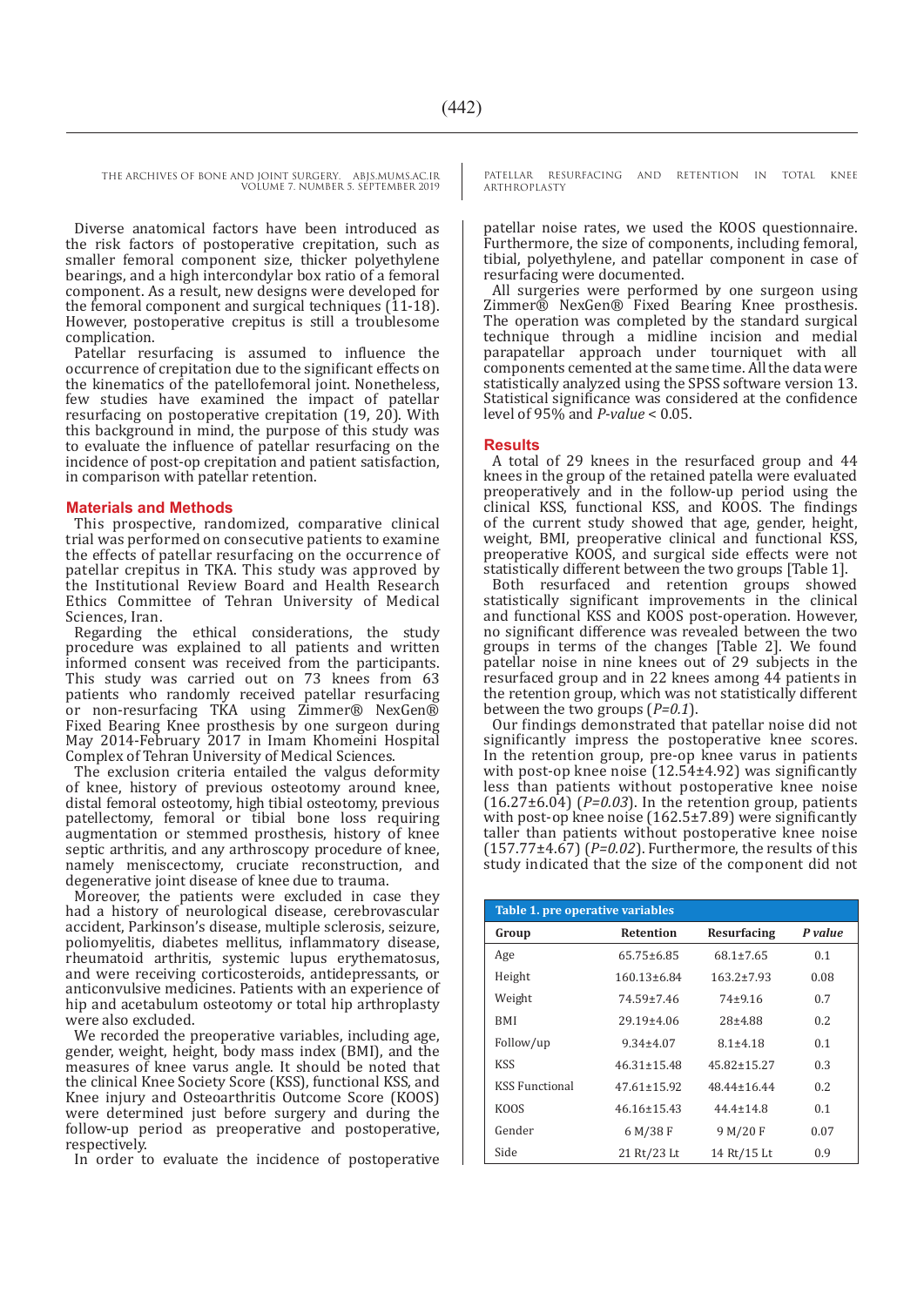Diverse anatomical factors have been introduced as the risk factors of postoperative crepitation, such as smaller femoral component size, thicker polyethylene bearings, and a high intercondylar box ratio of a femoral component. As a result, new designs were developed for the femoral component and surgical techniques (11-18). However, postoperative crepitus is still a troublesome complication.

Patellar resurfacing is assumed to influence the occurrence of crepitation due to the significant effects on the kinematics of the patellofemoral joint. Nonetheless, few studies have examined the impact of patellar resurfacing on postoperative crepitation (19, 20). With this background in mind, the purpose of this study was to evaluate the influence of patellar resurfacing on the incidence of post-op crepitation and patient satisfaction, in comparison with patellar retention.

## Materials and Methods

This prospective, randomized, comparative clinical trial was performed on consecutive patients to examine the effects of patellar resurfacing on the occurrence of patellar crepitus in TKA. This study was approved by the Institutional Review Board and Health Research Ethics Committee of Tehran University of Medical Sciences, Iran.

Regarding the ethical considerations, the study procedure was explained to all patients and written informed consent was received from the participants. This study was carried out on 73 knees from 63 patients who randomly received patellar resurfacing or non-resurfacing TKA using Zimmer® NexGen® Fixed Bearing Knee prosthesis by one surgeon during May 2014-February 2017 in Imam Khomeini Hospital Complex of Tehran University of Medical Sciences.

The exclusion criteria entailed the valgus deformity of knee, history of previous osteotomy around knee, distal femoral osteotomy, high tibial osteotomy, previous patellectomy, femoral or tibial bone loss requiring augmentation or stemmed prosthesis, history of knee septic arthritis, and any arthroscopy procedure of knee, namely meniscectomy, cruciate reconstruction, and degenerative joint disease of knee due to trauma.

Moreover, the patients were excluded in case they had a history of neurological disease, cerebrovascular accident, Parkinson's disease, multiple sclerosis, seizure, poliomyelitis, diabetes mellitus, inflammatory disease, rheumatoid arthritis, systemic lupus erythematosus, and were receiving corticosteroids, antidepressants, or anticonvulsive medicines. Patients with an experience of hip and acetabulum osteotomy or total hip arthroplasty were also excluded.

We recorded the preoperative variables, including age, gender, weight, height, body mass index (BMI), and the measures of knee varus angle. It should be noted that the clinical Knee Society Score (KSS), functional KSS, and Knee injury and Osteoarthritis Outcome Score (KOOS) were determined just before surgery and during the follow-up period as preoperative and postoperative, respectively.

In order to evaluate the incidence of postoperative patellar noise rates, we used the KOOS questionnaire. Furthermore, the size of components, including femoral, tibial, polyethylene, and patellar component in case of resurfacing were documented.

All surgeries were performed by one surgeon using Zimmer® NexGen® Fixed Bearing Knee prosthesis. The operation was completed by the standard surgical technique through a midline incision and medial parapatellar approach under tourniquet with all components cemented at the same time. All the data were statistically analyzed using the SPSS software version 13. Statistical significance was considered at the confidence level of 95% and *P-value* < 0.05.

## Results

A total of 29 knees in the resurfaced group and 44 knees in the group of the retained patella were evaluated preoperatively and in the follow-up period using the clinical KSS, functional KSS, and KOOS. The findings of the current study showed that age, gender, height, weight, BMI, preoperative clinical and functional KSS, preoperative KOOS, and surgical side effects were not statistically different between the two groups [Table 1].

Both resurfaced and retention groups showed statistically significant improvements in the clinical and functional KSS and KOOS post-operation. However, no significant difference was revealed between the two groups in terms of the changes [Table 2]. We found patellar noise in nine knees out of 29 subjects in the resurfaced group and in 22 knees among 44 patients in the retention group, which was not statistically different between the two groups (*P=0.1*).

Our findings demonstrated that patellar noise did not significantly impress the postoperative knee scores. In the retention group, pre-op knee varus in patients with post-op knee noise (12.54±4.92) was significantly less than patients without postoperative knee noise (16.27±6.04) (*P=0.03*). In the retention group, patients with post-op knee noise (162.5±7.89) were significantly taller than patients without postoperative knee noise (157.77±4.67) (*P=0.02*). Furthermore, the results of this study indicated that the size of the component did not

**Table 1. pre operative variables**

| Group | Retention | Resurfacing | *P value* |
|---|---|---|---|
| Age | 65.75±6.85 | 68.1±7.65 | 0.1 |
| Height | 160.13±6.84 | 163.2±7.93 | 0.08 |
| Weight | 74.59±7.46 | 74±9.16 | 0.7 |
| BMI | 29.19±4.06 | 28±4.88 | 0.2 |
| Follow/up | 9.34±4.07 | 8.1±4.18 | 0.1 |
| KSS | 46.31±15.48 | 45.82±15.27 | 0.3 |
| KSS Functional | 47.61±15.92 | 48.44±16.44 | 0.2 |
| KOOS | 46.16±15.43 | 44.4±14.8 | 0.1 |
| Gender | 6 M/38 F | 9 M/20 F | 0.07 |
| Side | 21 Rt/23 Lt | 14 Rt/15 Lt | 0.9 |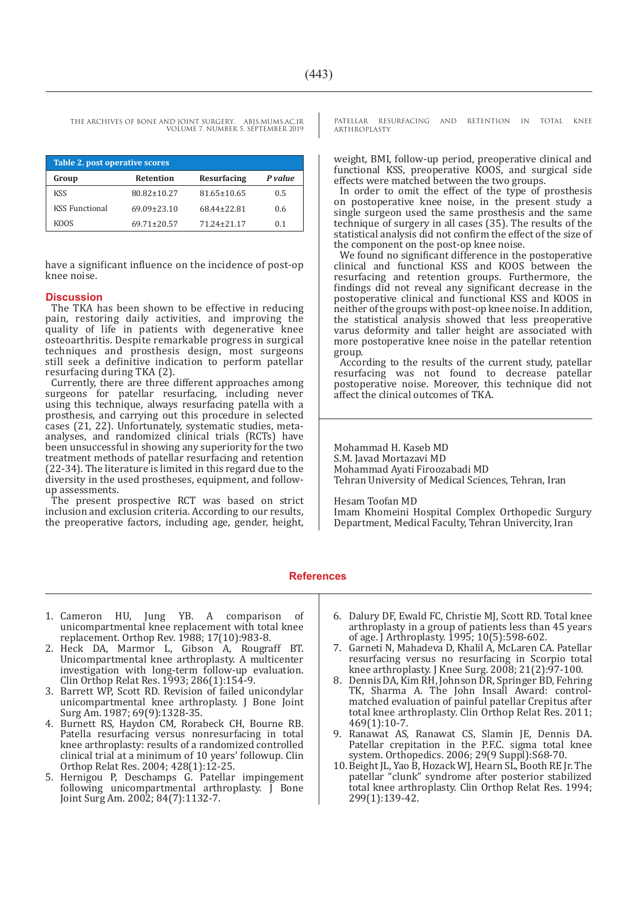**Table 2. post operative scores**

| Group | Retention | Resurfacing | *P value* |
|---|---|---|---|
| KSS | 80.82±10.27 | 81.65±10.65 | 0.5 |
| KSS Functional | 69.09±23.10 | 68.44±22.81 | 0.6 |
| KOOS | 69.71±20.57 | 71.24±21.17 | 0.1 |

have a significant influence on the incidence of post-op knee noise.

## Discussion

The TKA has been shown to be effective in reducing pain, restoring daily activities, and improving the quality of life in patients with degenerative knee osteoarthritis. Despite remarkable progress in surgical techniques and prosthesis design, most surgeons still seek a definitive indication to perform patellar resurfacing during TKA (2).

Currently, there are three different approaches among surgeons for patellar resurfacing, including never using this technique, always resurfacing patella with a prosthesis, and carrying out this procedure in selected cases (21, 22). Unfortunately, systematic studies, meta-analyses, and randomized clinical trials (RCTs) have been unsuccessful in showing any superiority for the two treatment methods of patellar resurfacing and retention (22-34). The literature is limited in this regard due to the diversity in the used prostheses, equipment, and follow-up assessments.

The present prospective RCT was based on strict inclusion and exclusion criteria. According to our results, the preoperative factors, including age, gender, height, weight, BMI, follow-up period, preoperative clinical and functional KSS, preoperative KOOS, and surgical side effects were matched between the two groups.

In order to omit the effect of the type of prosthesis on postoperative knee noise, in the present study a single surgeon used the same prosthesis and the same technique of surgery in all cases (35). The results of the statistical analysis did not confirm the effect of the size of the component on the post-op knee noise.

We found no significant difference in the postoperative clinical and functional KSS and KOOS between the resurfacing and retention groups. Furthermore, the findings did not reveal any significant decrease in the postoperative clinical and functional KSS and KOOS in neither of the groups with post-op knee noise. In addition, the statistical analysis showed that less preoperative varus deformity and taller height are associated with more postoperative knee noise in the patellar retention group.

According to the results of the current study, patellar resurfacing was not found to decrease patellar postoperative noise. Moreover, this technique did not affect the clinical outcomes of TKA.

Mohammad H. Kaseb MD
S.M. Javad Mortazavi MD
Mohammad Ayati Firoozabadi MD
Tehran University of Medical Sciences, Tehran, Iran

Hesam Toofan MD
Imam Khomeini Hospital Complex Orthopedic Surgury Department, Medical Faculty, Tehran Univercity, Iran

## References

1. Cameron HU, Jung YB. A comparison of unicompartmental knee replacement with total knee replacement. Orthop Rev. 1988; 17(10):983-8.
2. Heck DA, Marmor L, Gibson A, Rougraff BT. Unicompartmental knee arthroplasty. A multicenter investigation with long-term follow-up evaluation. Clin Orthop Relat Res. 1993; 286(1):154-9.
3. Barrett WP, Scott RD. Revision of failed unicondylar unicompartmental knee arthroplasty. J Bone Joint Surg Am. 1987; 69(9):1328-35.
4. Burnett RS, Haydon CM, Rorabeck CH, Bourne RB. Patella resurfacing versus nonresurfacing in total knee arthroplasty: results of a randomized controlled clinical trial at a minimum of 10 years' followup. Clin Orthop Relat Res. 2004; 428(1):12-25.
5. Hernigou P, Deschamps G. Patellar impingement following unicompartmental arthroplasty. J Bone Joint Surg Am. 2002; 84(7):1132-7.
6. Dalury DF, Ewald FC, Christie MJ, Scott RD. Total knee arthroplasty in a group of patients less than 45 years of age. J Arthroplasty. 1995; 10(5):598-602.
7. Garneti N, Mahadeva D, Khalil A, McLaren CA. Patellar resurfacing versus no resurfacing in Scorpio total knee arthroplasty. J Knee Surg. 2008; 21(2):97-100.
8. Dennis DA, Kim RH, Johnson DR, Springer BD, Fehring TK, Sharma A. The John Insall Award: control-matched evaluation of painful patellar Crepitus after total knee arthroplasty. Clin Orthop Relat Res. 2011; 469(1):10-7.
9. Ranawat AS, Ranawat CS, Slamin JE, Dennis DA. Patellar crepitation in the P.F.C. sigma total knee system. Orthopedics. 2006; 29(9 Suppl):S68-70.
10. Beight JL, Yao B, Hozack WJ, Hearn SL, Booth RE Jr. The patellar "clunk" syndrome after posterior stabilized total knee arthroplasty. Clin Orthop Relat Res. 1994; 299(1):139-42.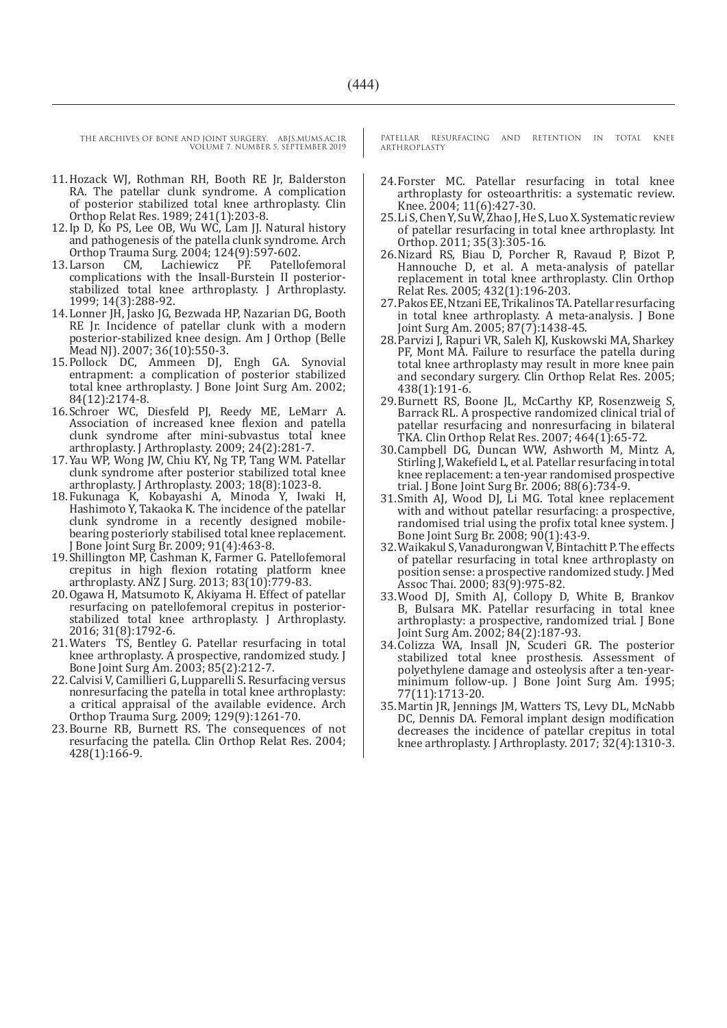11. Hozack WJ, Rothman RH, Booth RE Jr, Balderston RA. The patellar clunk syndrome. A complication of posterior stabilized total knee arthroplasty. Clin Orthop Relat Res. 1989; 241(1):203-8.
12. Ip D, Ko PS, Lee OB, Wu WC, Lam JJ. Natural history and pathogenesis of the patella clunk syndrome. Arch Orthop Trauma Surg. 2004; 124(9):597-602.
13. Larson CM, Lachiewicz PF. Patellofemoral complications with the Insall-Burstein II posterior-stabilized total knee arthroplasty. J Arthroplasty. 1999; 14(3):288-92.
14. Lonner JH, Jasko JG, Bezwada HP, Nazarian DG, Booth RE Jr. Incidence of patellar clunk with a modern posterior-stabilized knee design. Am J Orthop (Belle Mead NJ). 2007; 36(10):550-3.
15. Pollock DC, Ammeen DJ, Engh GA. Synovial entrapment: a complication of posterior stabilized total knee arthroplasty. J Bone Joint Surg Am. 2002; 84(12):2174-8.
16. Schroer WC, Diesfeld PJ, Reedy ME, LeMarr A. Association of increased knee flexion and patella clunk syndrome after mini-subvastus total knee arthroplasty. J Arthroplasty. 2009; 24(2):281-7.
17. Yau WP, Wong JW, Chiu KY, Ng TP, Tang WM. Patellar clunk syndrome after posterior stabilized total knee arthroplasty. J Arthroplasty. 2003; 18(8):1023-8.
18. Fukunaga K, Kobayashi A, Minoda Y, Iwaki H, Hashimoto Y, Takaoka K. The incidence of the patellar clunk syndrome in a recently designed mobile-bearing posteriorly stabilised total knee replacement. J Bone Joint Surg Br. 2009; 91(4):463-8.
19. Shillington MP, Cashman K, Farmer G. Patellofemoral crepitus in high flexion rotating platform knee arthroplasty. ANZ J Surg. 2013; 83(10):779-83.
20. Ogawa H, Matsumoto K, Akiyama H. Effect of patellar resurfacing on patellofemoral crepitus in posterior-stabilized total knee arthroplasty. J Arthroplasty. 2016; 31(8):1792-6.
21. Waters TS, Bentley G. Patellar resurfacing in total knee arthroplasty. A prospective, randomized study. J Bone Joint Surg Am. 2003; 85(2):212-7.
22. Calvisi V, Camillieri G, Lupparelli S. Resurfacing versus nonresurfacing the patella in total knee arthroplasty: a critical appraisal of the available evidence. Arch Orthop Trauma Surg. 2009; 129(9):1261-70.
23. Bourne RB, Burnett RS. The consequences of not resurfacing the patella. Clin Orthop Relat Res. 2004; 428(1):166-9.
24. Forster MC. Patellar resurfacing in total knee arthroplasty for osteoarthritis: a systematic review. Knee. 2004; 11(6):427-30.
25. Li S, Chen Y, Su W, Zhao J, He S, Luo X. Systematic review of patellar resurfacing in total knee arthroplasty. Int Orthop. 2011; 35(3):305-16.
26. Nizard RS, Biau D, Porcher R, Ravaud P, Bizot P, Hannouche D, et al. A meta-analysis of patellar replacement in total knee arthroplasty. Clin Orthop Relat Res. 2005; 432(1):196-203.
27. Pakos EE, Ntzani EE, Trikalinos TA. Patellar resurfacing in total knee arthroplasty. A meta-analysis. J Bone Joint Surg Am. 2005; 87(7):1438-45.
28. Parvizi J, Rapuri VR, Saleh KJ, Kuskowski MA, Sharkey PF, Mont MA. Failure to resurface the patella during total knee arthroplasty may result in more knee pain and secondary surgery. Clin Orthop Relat Res. 2005; 438(1):191-6.
29. Burnett RS, Boone JL, McCarthy KP, Rosenzweig S, Barrack RL. A prospective randomized clinical trial of patellar resurfacing and nonresurfacing in bilateral TKA. Clin Orthop Relat Res. 2007; 464(1):65-72.
30. Campbell DG, Duncan WW, Ashworth M, Mintz A, Stirling J, Wakefield L, et al. Patellar resurfacing in total knee replacement: a ten-year randomised prospective trial. J Bone Joint Surg Br. 2006; 88(6):734-9.
31. Smith AJ, Wood DJ, Li MG. Total knee replacement with and without patellar resurfacing: a prospective, randomised trial using the profix total knee system. J Bone Joint Surg Br. 2008; 90(1):43-9.
32. Waikakul S, Vanadurongwan V, Bintachitt P. The effects of patellar resurfacing in total knee arthroplasty on position sense: a prospective randomized study. J Med Assoc Thai. 2000; 83(9):975-82.
33. Wood DJ, Smith AJ, Collopy D, White B, Brankov B, Bulsara MK. Patellar resurfacing in total knee arthroplasty: a prospective, randomized trial. J Bone Joint Surg Am. 2002; 84(2):187-93.
34. Colizza WA, Insall JN, Scuderi GR. The posterior stabilized total knee prosthesis. Assessment of polyethylene damage and osteolysis after a ten-year-minimum follow-up. J Bone Joint Surg Am. 1995; 77(11):1713-20.
35. Martin JR, Jennings JM, Watters TS, Levy DL, McNabb DC, Dennis DA. Femoral implant design modification decreases the incidence of patellar crepitus in total knee arthroplasty. J Arthroplasty. 2017; 32(4):1310-3.